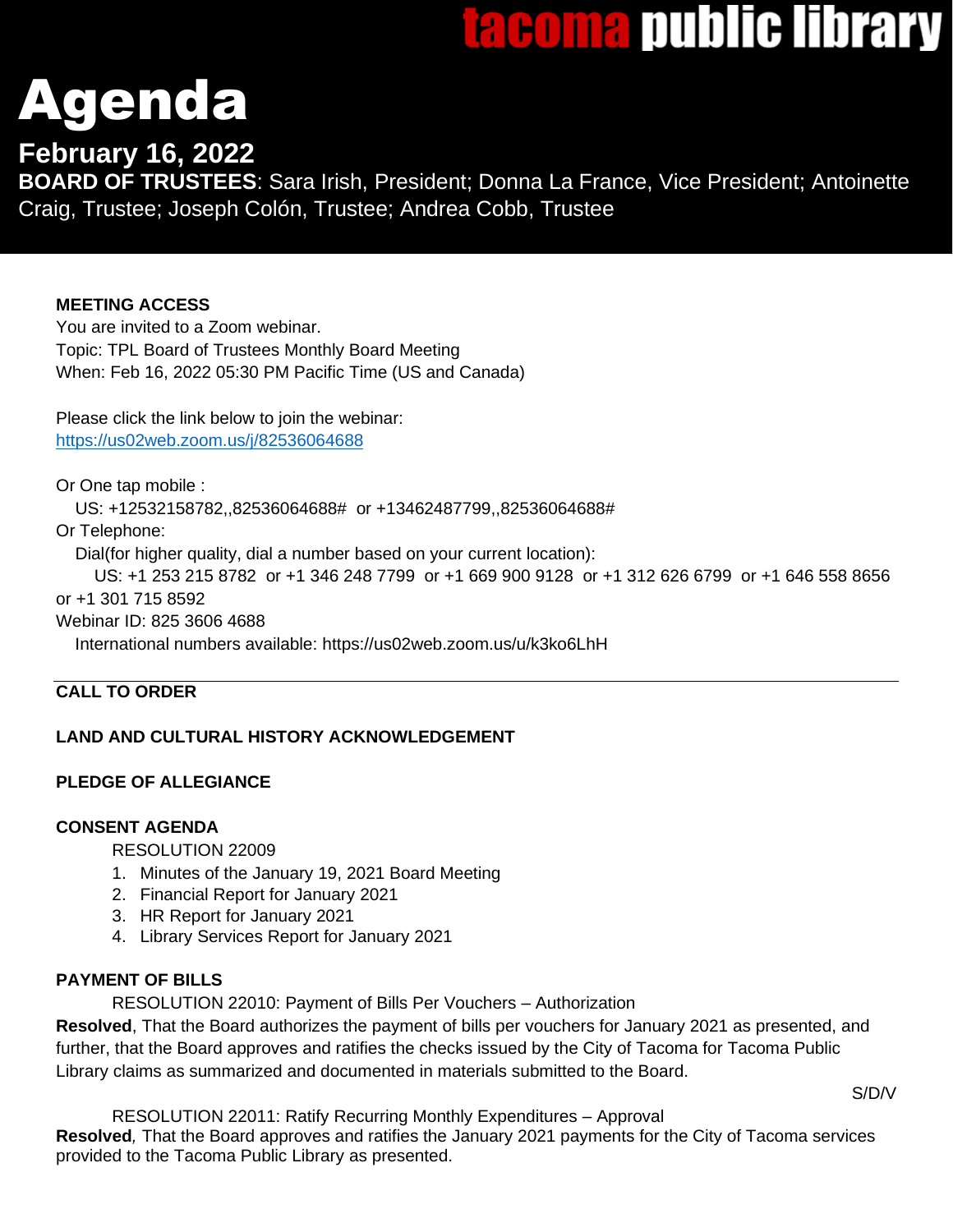tacoma public library

# Agenda

## February 16, 2022

**BOARD OF TRUSTEES**: Sara Irish, President; Donna La France, Vice President; Antoinette Craig, Trustee; Joseph Colón, Trustee; Andrea Cobb, Trustee

**MEETING ACCESS**

You are invited to a Zoom webinar.
Topic: TPL Board of Trustees Monthly Board Meeting
When: Feb 16, 2022 05:30 PM Pacific Time (US and Canada)

Please click the link below to join the webinar:
https://us02web.zoom.us/j/82536064688

Or One tap mobile :
US: +12532158782,,82536064688# or +13462487799,,82536064688#
Or Telephone:
Dial(for higher quality, dial a number based on your current location):
US: +1 253 215 8782 or +1 346 248 7799 or +1 669 900 9128 or +1 312 626 6799 or +1 646 558 8656 or +1 301 715 8592
Webinar ID: 825 3606 4688
International numbers available: https://us02web.zoom.us/u/k3ko6LhH

---

**CALL TO ORDER**

**LAND AND CULTURAL HISTORY ACKNOWLEDGEMENT**

**PLEDGE OF ALLEGIANCE**

**CONSENT AGENDA**

RESOLUTION 22009

1. Minutes of the January 19, 2021 Board Meeting
2. Financial Report for January 2021
3. HR Report for January 2021
4. Library Services Report for January 2021

**PAYMENT OF BILLS**

RESOLUTION 22010: Payment of Bills Per Vouchers – Authorization

**Resolved**, That the Board authorizes the payment of bills per vouchers for January 2021 as presented, and further, that the Board approves and ratifies the checks issued by the City of Tacoma for Tacoma Public Library claims as summarized and documented in materials submitted to the Board.

S/D/V

RESOLUTION 22011: Ratify Recurring Monthly Expenditures – Approval

***Resolved***, That the Board approves and ratifies the January 2021 payments for the City of Tacoma services provided to the Tacoma Public Library as presented.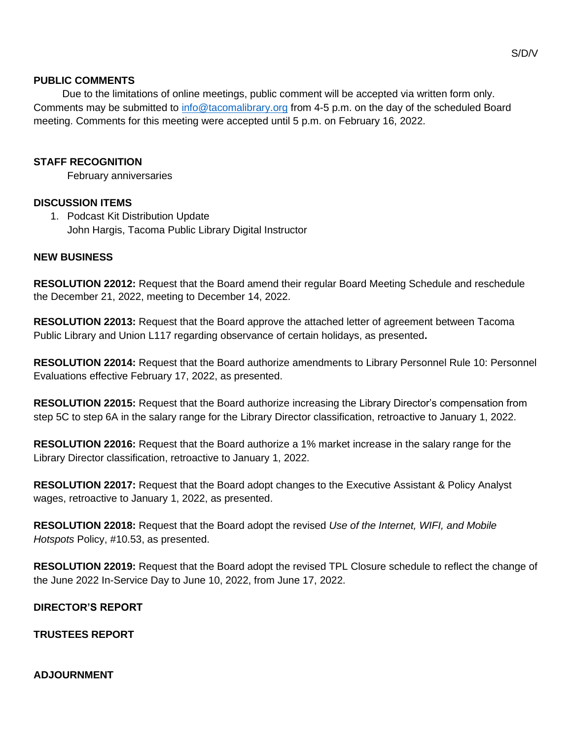S/D/V

## PUBLIC COMMENTS

Due to the limitations of online meetings, public comment will be accepted via written form only. Comments may be submitted to info@tacomalibrary.org from 4-5 p.m. on the day of the scheduled Board meeting. Comments for this meeting were accepted until 5 p.m. on February 16, 2022.

## STAFF RECOGNITION

February anniversaries

## DISCUSSION ITEMS

1. Podcast Kit Distribution Update
   John Hargis, Tacoma Public Library Digital Instructor

## NEW BUSINESS

**RESOLUTION 22012:** Request that the Board amend their regular Board Meeting Schedule and reschedule the December 21, 2022, meeting to December 14, 2022.

**RESOLUTION 22013:** Request that the Board approve the attached letter of agreement between Tacoma Public Library and Union L117 regarding observance of certain holidays, as presented**.**

**RESOLUTION 22014:** Request that the Board authorize amendments to Library Personnel Rule 10: Personnel Evaluations effective February 17, 2022, as presented.

**RESOLUTION 22015:** Request that the Board authorize increasing the Library Director's compensation from step 5C to step 6A in the salary range for the Library Director classification, retroactive to January 1, 2022.

**RESOLUTION 22016:** Request that the Board authorize a 1% market increase in the salary range for the Library Director classification, retroactive to January 1, 2022.

**RESOLUTION 22017:** Request that the Board adopt changes to the Executive Assistant & Policy Analyst wages, retroactive to January 1, 2022, as presented.

**RESOLUTION 22018:** Request that the Board adopt the revised *Use of the Internet, WIFI, and Mobile Hotspots* Policy, #10.53, as presented.

**RESOLUTION 22019:** Request that the Board adopt the revised TPL Closure schedule to reflect the change of the June 2022 In-Service Day to June 10, 2022, from June 17, 2022.

## DIRECTOR'S REPORT

## TRUSTEES REPORT

## ADJOURNMENT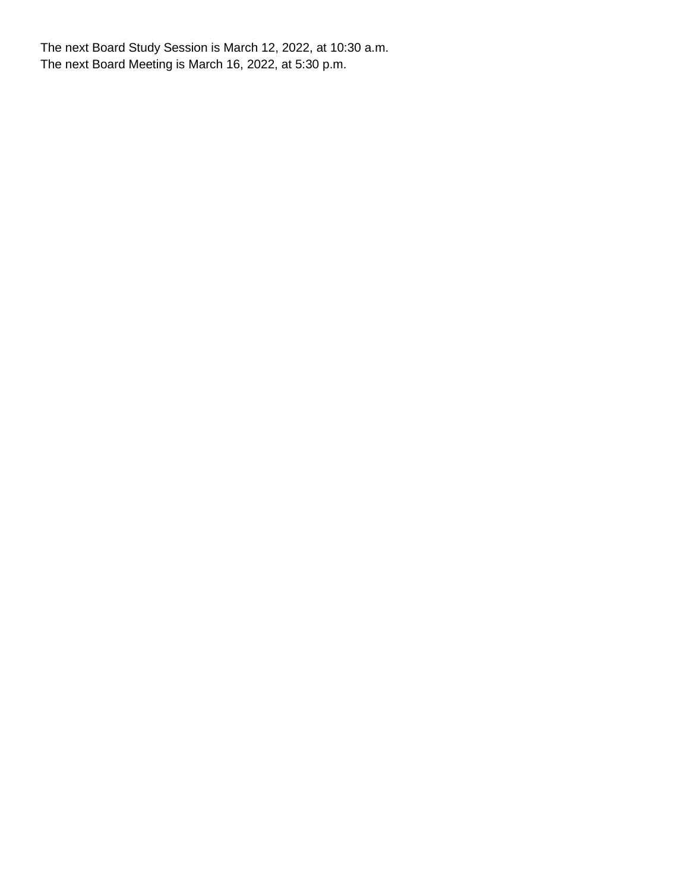The next Board Study Session is March 12, 2022, at 10:30 a.m.
The next Board Meeting is March 16, 2022, at 5:30 p.m.